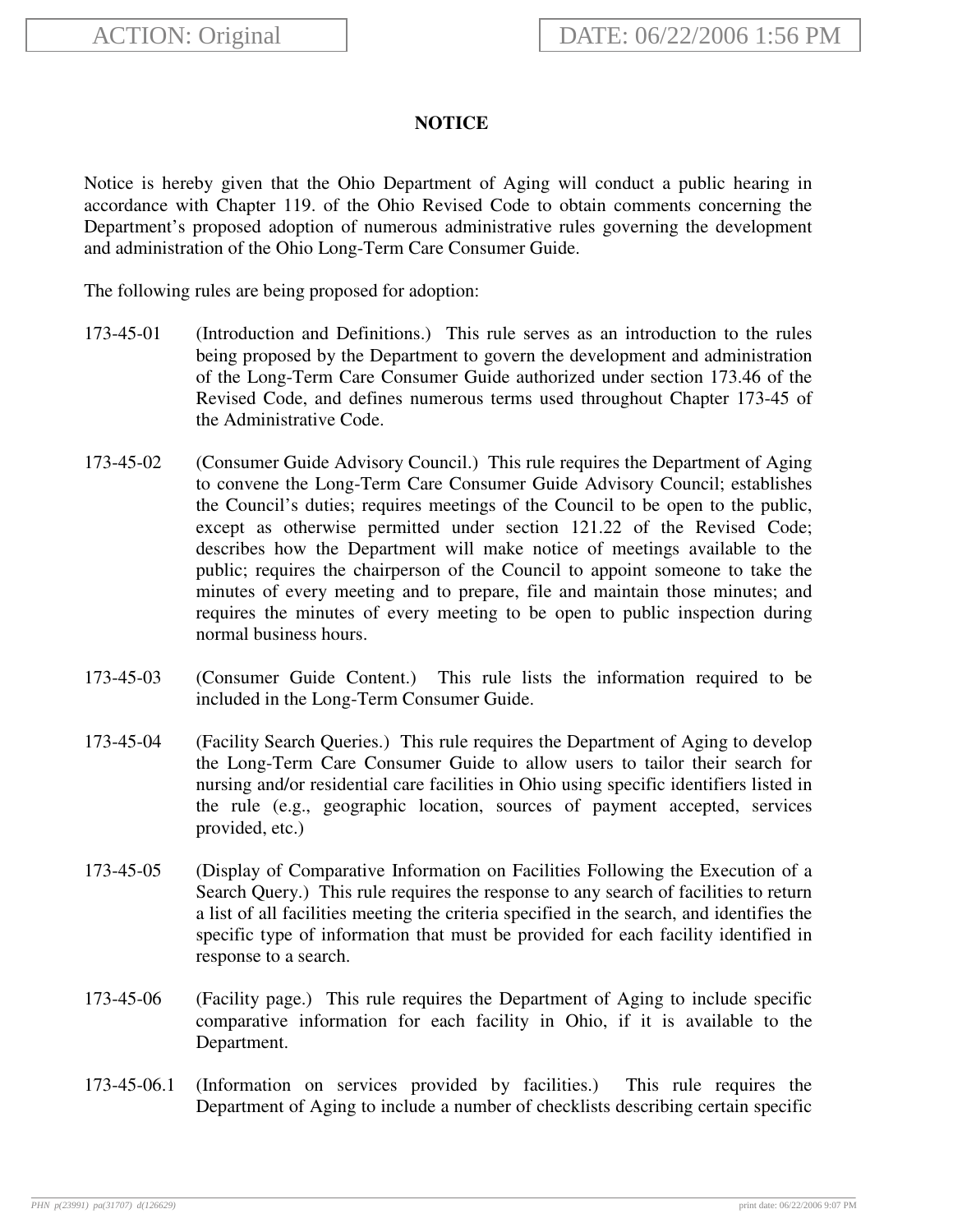ACTION: Original

DATE: 06/22/2006 1:56 PM

**NOTICE**

Notice is hereby given that the Ohio Department of Aging will conduct a public hearing in accordance with Chapter 119. of the Ohio Revised Code to obtain comments concerning the Department's proposed adoption of numerous administrative rules governing the development and administration of the Ohio Long-Term Care Consumer Guide.

The following rules are being proposed for adoption:

173-45-01 (Introduction and Definitions.) This rule serves as an introduction to the rules being proposed by the Department to govern the development and administration of the Long-Term Care Consumer Guide authorized under section 173.46 of the Revised Code, and defines numerous terms used throughout Chapter 173-45 of the Administrative Code.

173-45-02 (Consumer Guide Advisory Council.) This rule requires the Department of Aging to convene the Long-Term Care Consumer Guide Advisory Council; establishes the Council's duties; requires meetings of the Council to be open to the public, except as otherwise permitted under section 121.22 of the Revised Code; describes how the Department will make notice of meetings available to the public; requires the chairperson of the Council to appoint someone to take the minutes of every meeting and to prepare, file and maintain those minutes; and requires the minutes of every meeting to be open to public inspection during normal business hours.

173-45-03 (Consumer Guide Content.) This rule lists the information required to be included in the Long-Term Consumer Guide.

173-45-04 (Facility Search Queries.) This rule requires the Department of Aging to develop the Long-Term Care Consumer Guide to allow users to tailor their search for nursing and/or residential care facilities in Ohio using specific identifiers listed in the rule (e.g., geographic location, sources of payment accepted, services provided, etc.)

173-45-05 (Display of Comparative Information on Facilities Following the Execution of a Search Query.) This rule requires the response to any search of facilities to return a list of all facilities meeting the criteria specified in the search, and identifies the specific type of information that must be provided for each facility identified in response to a search.

173-45-06 (Facility page.) This rule requires the Department of Aging to include specific comparative information for each facility in Ohio, if it is available to the Department.

173-45-06.1 (Information on services provided by facilities.) This rule requires the Department of Aging to include a number of checklists describing certain specific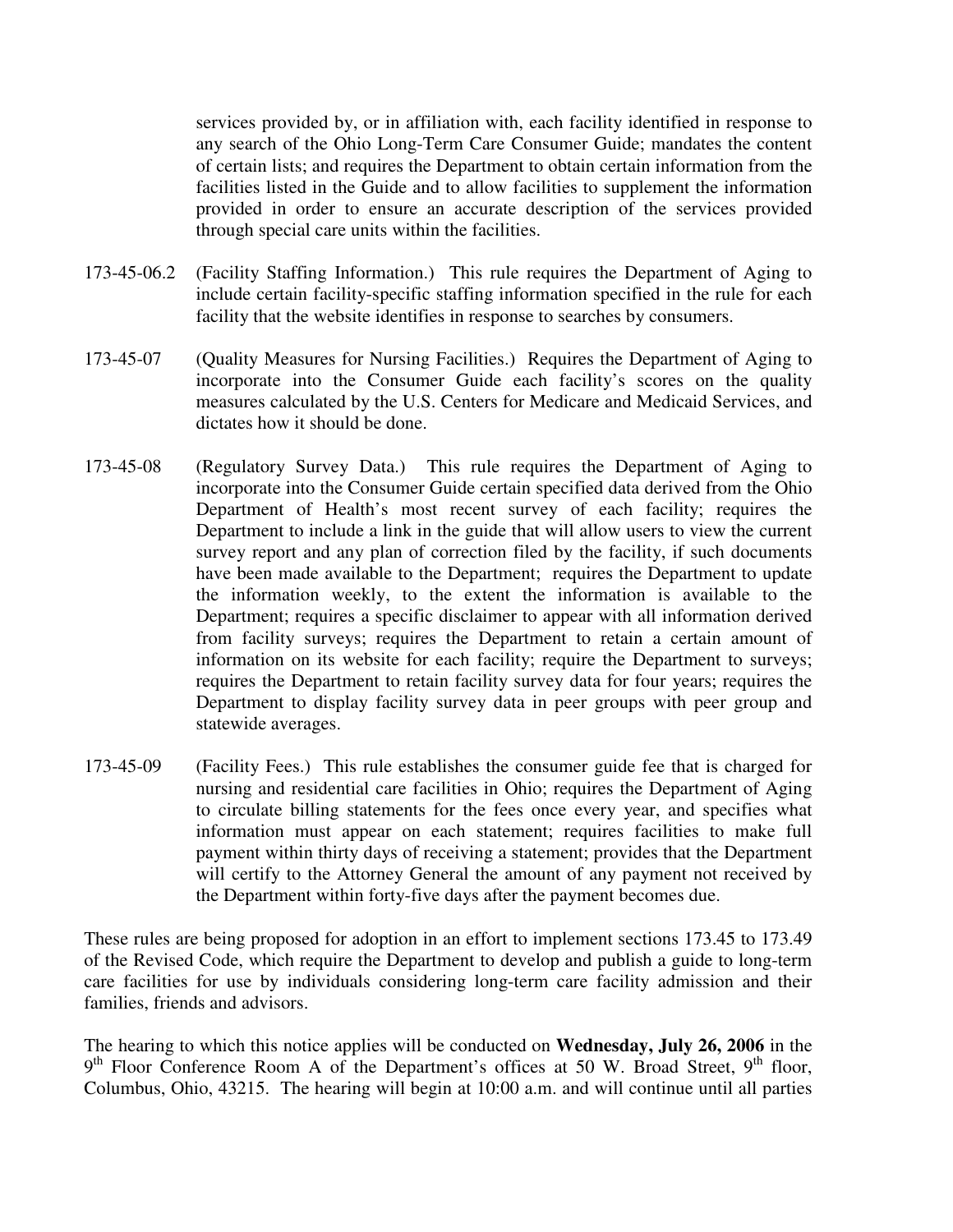services provided by, or in affiliation with, each facility identified in response to any search of the Ohio Long-Term Care Consumer Guide; mandates the content of certain lists; and requires the Department to obtain certain information from the facilities listed in the Guide and to allow facilities to supplement the information provided in order to ensure an accurate description of the services provided through special care units within the facilities.

173-45-06.2 (Facility Staffing Information.) This rule requires the Department of Aging to include certain facility-specific staffing information specified in the rule for each facility that the website identifies in response to searches by consumers.

173-45-07 (Quality Measures for Nursing Facilities.) Requires the Department of Aging to incorporate into the Consumer Guide each facility's scores on the quality measures calculated by the U.S. Centers for Medicare and Medicaid Services, and dictates how it should be done.

173-45-08 (Regulatory Survey Data.) This rule requires the Department of Aging to incorporate into the Consumer Guide certain specified data derived from the Ohio Department of Health's most recent survey of each facility; requires the Department to include a link in the guide that will allow users to view the current survey report and any plan of correction filed by the facility, if such documents have been made available to the Department; requires the Department to update the information weekly, to the extent the information is available to the Department; requires a specific disclaimer to appear with all information derived from facility surveys; requires the Department to retain a certain amount of information on its website for each facility; require the Department to surveys; requires the Department to retain facility survey data for four years; requires the Department to display facility survey data in peer groups with peer group and statewide averages.

173-45-09 (Facility Fees.) This rule establishes the consumer guide fee that is charged for nursing and residential care facilities in Ohio; requires the Department of Aging to circulate billing statements for the fees once every year, and specifies what information must appear on each statement; requires facilities to make full payment within thirty days of receiving a statement; provides that the Department will certify to the Attorney General the amount of any payment not received by the Department within forty-five days after the payment becomes due.

These rules are being proposed for adoption in an effort to implement sections 173.45 to 173.49 of the Revised Code, which require the Department to develop and publish a guide to long-term care facilities for use by individuals considering long-term care facility admission and their families, friends and advisors.

The hearing to which this notice applies will be conducted on **Wednesday, July 26, 2006** in the 9th Floor Conference Room A of the Department's offices at 50 W. Broad Street, 9th floor, Columbus, Ohio, 43215. The hearing will begin at 10:00 a.m. and will continue until all parties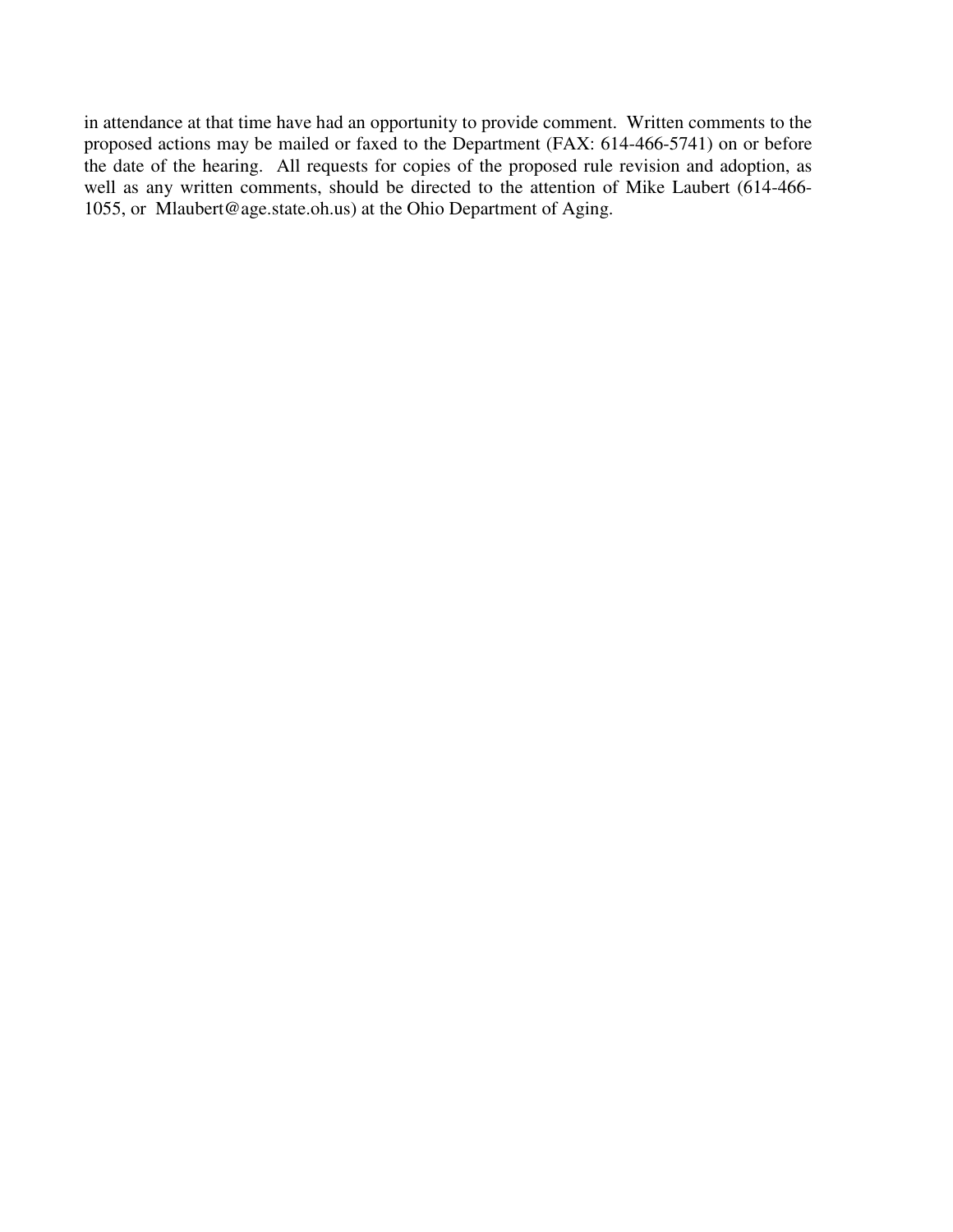in attendance at that time have had an opportunity to provide comment. Written comments to the proposed actions may be mailed or faxed to the Department (FAX: 614-466-5741) on or before the date of the hearing. All requests for copies of the proposed rule revision and adoption, as well as any written comments, should be directed to the attention of Mike Laubert (614-466-1055, or Mlaubert@age.state.oh.us) at the Ohio Department of Aging.